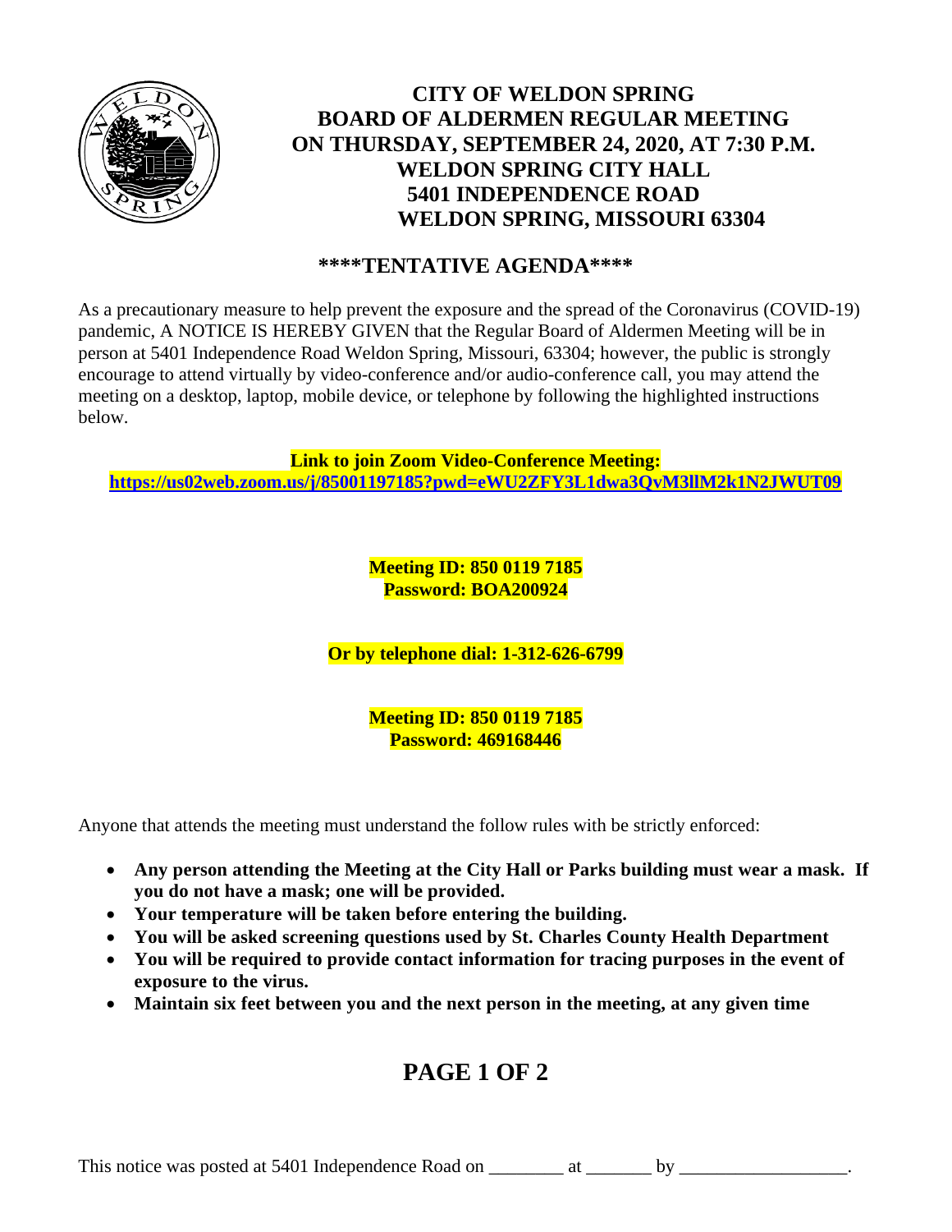# CITY OF WELDON SPRING
# BOARD OF ALDERMEN REGULAR MEETING
# ON THURSDAY, SEPTEMBER 24, 2020, AT 7:30 P.M.
# WELDON SPRING CITY HALL
# 5401 INDEPENDENCE ROAD
# WELDON SPRING, MISSOURI 63304

## \*\*\*\*TENTATIVE AGENDA\*\*\*\*

As a precautionary measure to help prevent the exposure and the spread of the Coronavirus (COVID-19) pandemic, A NOTICE IS HEREBY GIVEN that the Regular Board of Aldermen Meeting will be in person at 5401 Independence Road Weldon Spring, Missouri, 63304; however, the public is strongly encourage to attend virtually by video-conference and/or audio-conference call, you may attend the meeting on a desktop, laptop, mobile device, or telephone by following the highlighted instructions below.

**Link to join Zoom Video-Conference Meeting:**
**https://us02web.zoom.us/j/85001197185?pwd=eWU2ZFY3L1dwa3QvM3llM2k1N2JWUT09**

**Meeting ID: 850 0119 7185**
**Password: BOA200924**

**Or by telephone dial: 1-312-626-6799**

**Meeting ID: 850 0119 7185**
**Password: 469168446**

Anyone that attends the meeting must understand the follow rules with be strictly enforced:

- **Any person attending the Meeting at the City Hall or Parks building must wear a mask. If you do not have a mask; one will be provided.**
- **Your temperature will be taken before entering the building.**
- **You will be asked screening questions used by St. Charles County Health Department**
- **You will be required to provide contact information for tracing purposes in the event of exposure to the virus.**
- **Maintain six feet between you and the next person in the meeting, at any given time**

## PAGE 1 OF 2

This notice was posted at 5401 Independence Road on ________ at _______ by _________________.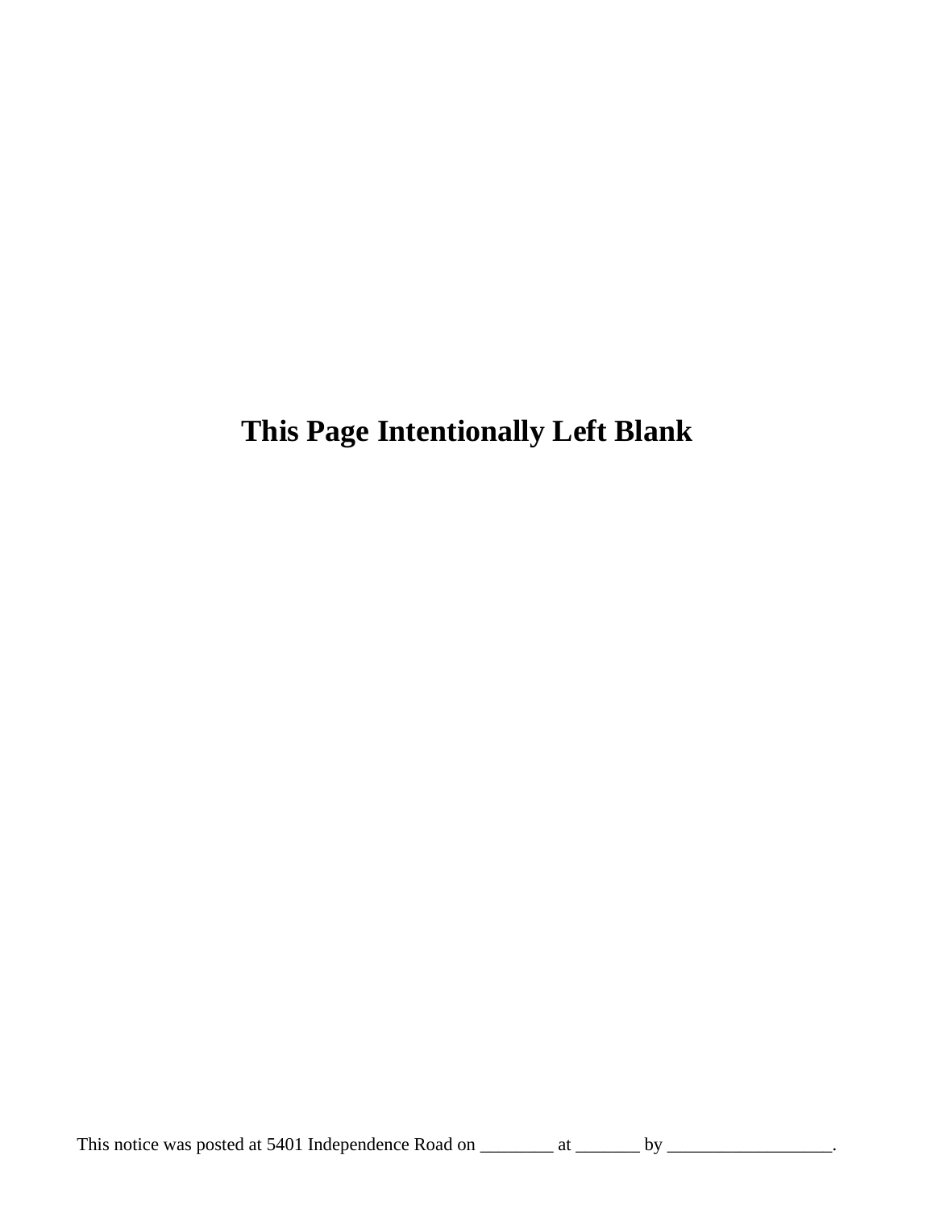**This Page Intentionally Left Blank**

This notice was posted at 5401 Independence Road on ________ at _______ by _________________.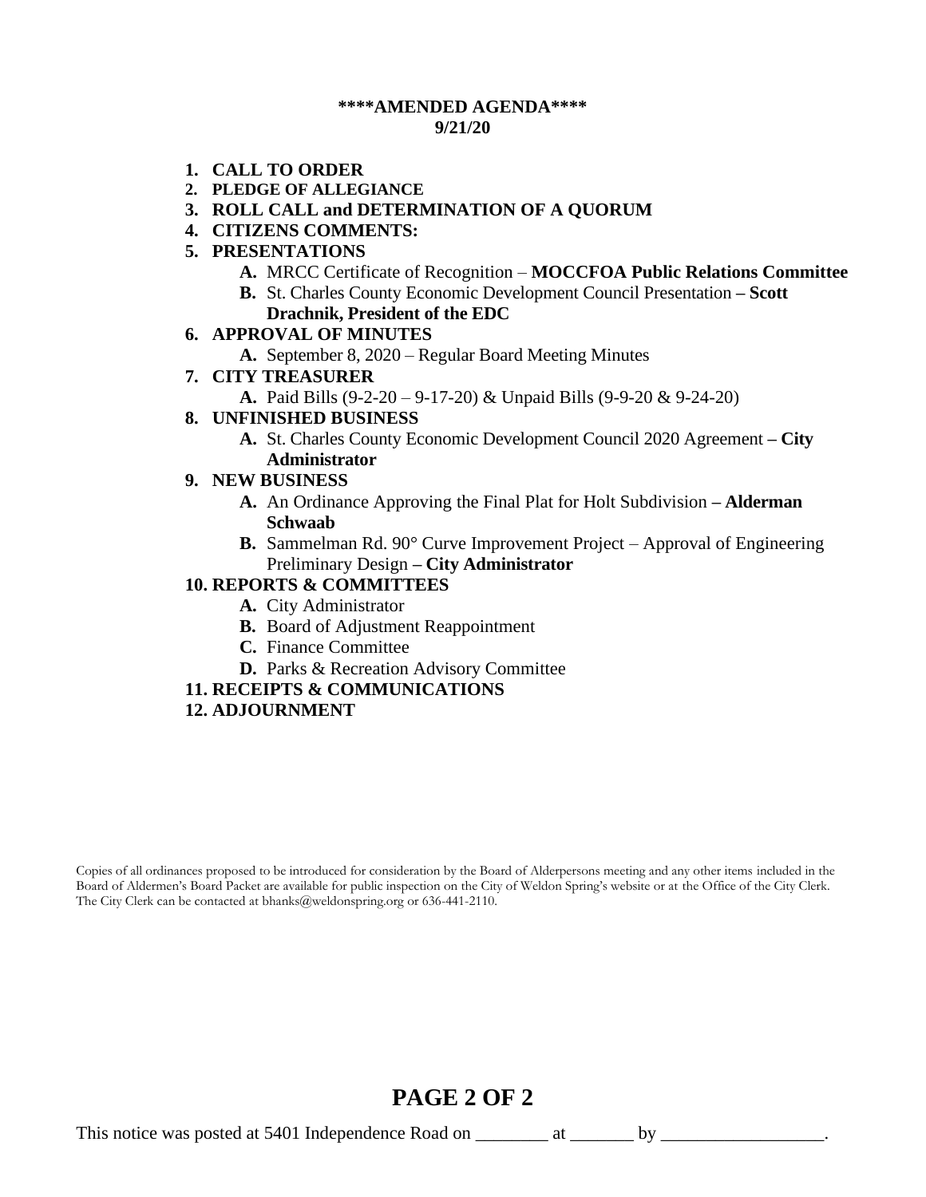**\*\*\*\*AMENDED AGENDA\*\*\*\***
**9/21/20**

1. **CALL TO ORDER**
2. **PLEDGE OF ALLEGIANCE**
3. **ROLL CALL and DETERMINATION OF A QUORUM**
4. **CITIZENS COMMENTS:**
5. **PRESENTATIONS**
   - **A.** MRCC Certificate of Recognition – **MOCCFOA Public Relations Committee**
   - **B.** St. Charles County Economic Development Council Presentation **– Scott Drachnik, President of the EDC**
6. **APPROVAL OF MINUTES**
   - **A.** September 8, 2020 – Regular Board Meeting Minutes
7. **CITY TREASURER**
   - **A.** Paid Bills (9-2-20 – 9-17-20) & Unpaid Bills (9-9-20 & 9-24-20)
8. **UNFINISHED BUSINESS**
   - **A.** St. Charles County Economic Development Council 2020 Agreement **– City Administrator**
9. **NEW BUSINESS**
   - **A.** An Ordinance Approving the Final Plat for Holt Subdivision **– Alderman Schwaab**
   - **B.** Sammelman Rd. 90° Curve Improvement Project – Approval of Engineering Preliminary Design **– City Administrator**
10. **REPORTS & COMMITTEES**
    - **A.** City Administrator
    - **B.** Board of Adjustment Reappointment
    - **C.** Finance Committee
    - **D.** Parks & Recreation Advisory Committee
11. **RECEIPTS & COMMUNICATIONS**
12. **ADJOURNMENT**

Copies of all ordinances proposed to be introduced for consideration by the Board of Alderpersons meeting and any other items included in the Board of Aldermen's Board Packet are available for public inspection on the City of Weldon Spring's website or at the Office of the City Clerk. The City Clerk can be contacted at bhanks@weldonspring.org or 636-441-2110.

This notice was posted at 5401 Independence Road on ________ at _______ by __________________.